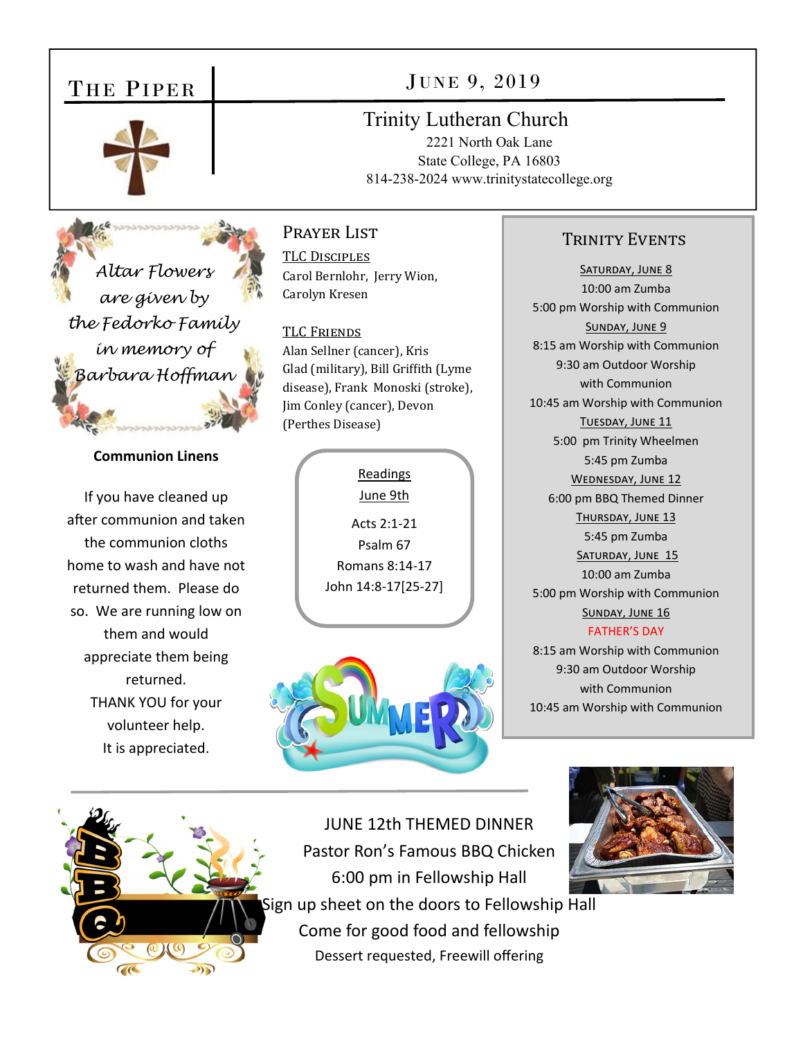# THE PIPER

## JUNE 9, 2019

**Trinity Lutheran Church**
2221 North Oak Lane
State College, PA 16803
814-238-2024 www.trinitystatecollege.org

*Altar Flowers are given by the Fedorko Family in memory of Barbara Hoffman*

**Communion Linens**

If you have cleaned up after communion and taken the communion cloths home to wash and have not returned them. Please do so. We are running low on them and would appreciate them being returned.
THANK YOU for your volunteer help.
It is appreciated.

## PRAYER LIST

**TLC DISCIPLES**
Carol Bernlohr, Jerry Wion, Carolyn Kresen

**TLC FRIENDS**
Alan Sellner (cancer), Kris Glad (military), Bill Griffith (Lyme disease), Frank Monoski (stroke), Jim Conley (cancer), Devon (Perthes Disease)

**Readings**
**June 9th**

Acts 2:1-21
Psalm 67
Romans 8:14-17
John 14:8-17[25-27]

## TRINITY EVENTS

**SATURDAY, JUNE 8**
10:00 am Zumba
5:00 pm Worship with Communion

**SUNDAY, JUNE 9**
8:15 am Worship with Communion
9:30 am Outdoor Worship with Communion
10:45 am Worship with Communion

**TUESDAY, JUNE 11**
5:00 pm Trinity Wheelmen
5:45 pm Zumba

**WEDNESDAY, JUNE 12**
6:00 pm BBQ Themed Dinner

**THURSDAY, JUNE 13**
5:45 pm Zumba

**SATURDAY, JUNE 15**
10:00 am Zumba
5:00 pm Worship with Communion

**SUNDAY, JUNE 16**
FATHER'S DAY
8:15 am Worship with Communion
9:30 am Outdoor Worship with Communion
10:45 am Worship with Communion

---

JUNE 12th THEMED DINNER
Pastor Ron's Famous BBQ Chicken
6:00 pm in Fellowship Hall
Sign up sheet on the doors to Fellowship Hall
Come for good food and fellowship
Dessert requested, Freewill offering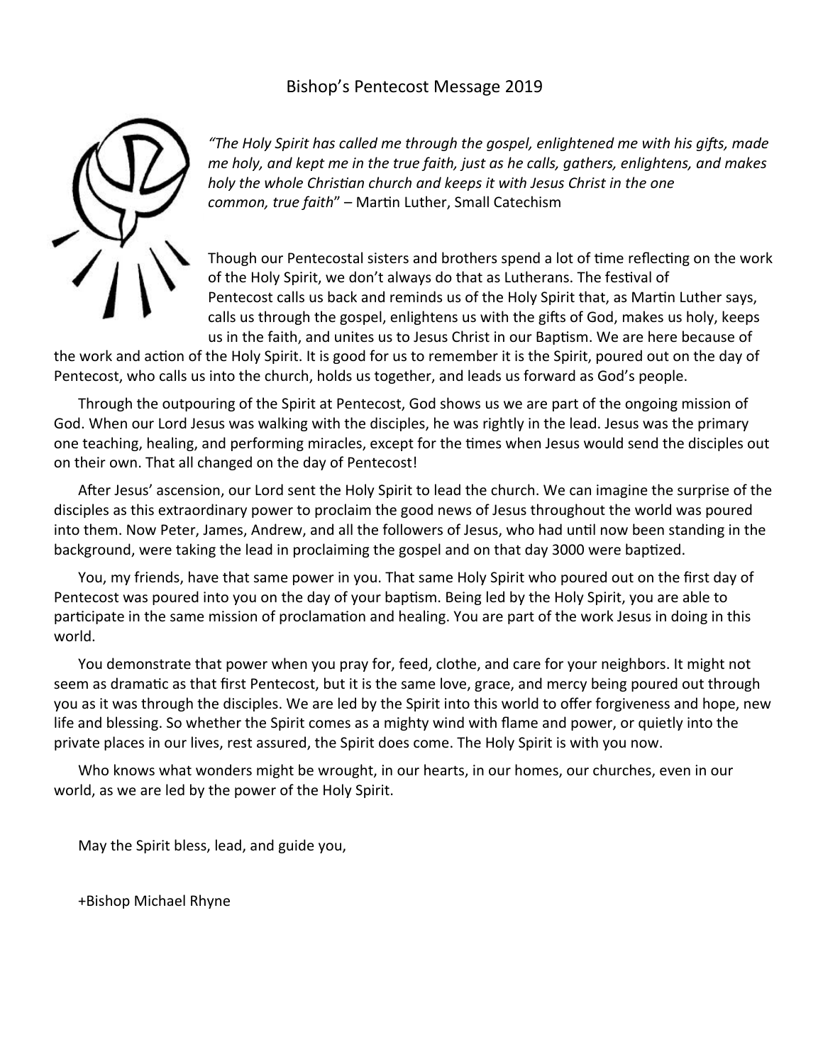# Bishop's Pentecost Message 2019

*"The Holy Spirit has called me through the gospel, enlightened me with his gifts, made me holy, and kept me in the true faith, just as he calls, gathers, enlightens, and makes holy the whole Christian church and keeps it with Jesus Christ in the one common, true faith"* – Martin Luther, Small Catechism

Though our Pentecostal sisters and brothers spend a lot of time reflecting on the work of the Holy Spirit, we don't always do that as Lutherans. The festival of Pentecost calls us back and reminds us of the Holy Spirit that, as Martin Luther says, calls us through the gospel, enlightens us with the gifts of God, makes us holy, keeps us in the faith, and unites us to Jesus Christ in our Baptism. We are here because of the work and action of the Holy Spirit. It is good for us to remember it is the Spirit, poured out on the day of Pentecost, who calls us into the church, holds us together, and leads us forward as God's people.

Through the outpouring of the Spirit at Pentecost, God shows us we are part of the ongoing mission of God. When our Lord Jesus was walking with the disciples, he was rightly in the lead. Jesus was the primary one teaching, healing, and performing miracles, except for the times when Jesus would send the disciples out on their own. That all changed on the day of Pentecost!

After Jesus' ascension, our Lord sent the Holy Spirit to lead the church. We can imagine the surprise of the disciples as this extraordinary power to proclaim the good news of Jesus throughout the world was poured into them. Now Peter, James, Andrew, and all the followers of Jesus, who had until now been standing in the background, were taking the lead in proclaiming the gospel and on that day 3000 were baptized.

You, my friends, have that same power in you. That same Holy Spirit who poured out on the first day of Pentecost was poured into you on the day of your baptism. Being led by the Holy Spirit, you are able to participate in the same mission of proclamation and healing. You are part of the work Jesus in doing in this world.

You demonstrate that power when you pray for, feed, clothe, and care for your neighbors. It might not seem as dramatic as that first Pentecost, but it is the same love, grace, and mercy being poured out through you as it was through the disciples. We are led by the Spirit into this world to offer forgiveness and hope, new life and blessing. So whether the Spirit comes as a mighty wind with flame and power, or quietly into the private places in our lives, rest assured, the Spirit does come. The Holy Spirit is with you now.

Who knows what wonders might be wrought, in our hearts, in our homes, our churches, even in our world, as we are led by the power of the Holy Spirit.

May the Spirit bless, lead, and guide you,

+Bishop Michael Rhyne